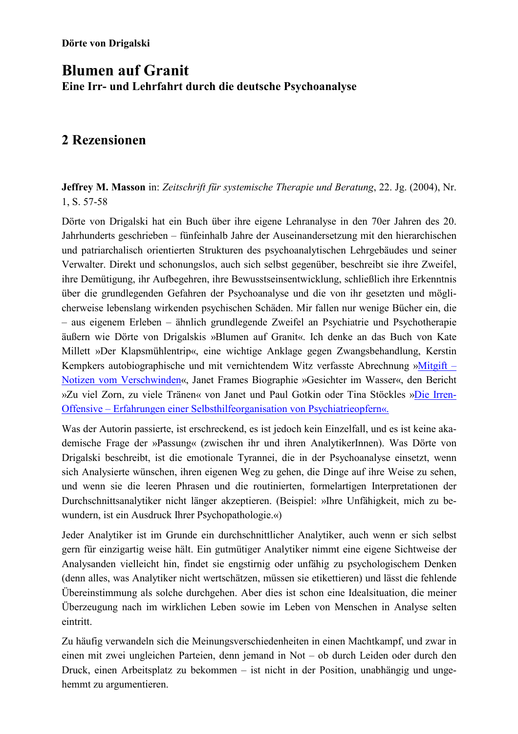**Dörte von Drigalski**

# Blumen auf Granit

**Eine Irr- und Lehrfahrt durch die deutsche Psychoanalyse**

## 2 Rezensionen

**Jeffrey M. Masson** in: *Zeitschrift für systemische Therapie und Beratung*, 22. Jg. (2004), Nr. 1, S. 57-58

Dörte von Drigalski hat ein Buch über ihre eigene Lehranalyse in den 70er Jahren des 20. Jahrhunderts geschrieben – fünfeinhalb Jahre der Auseinandersetzung mit den hierarchischen und patriarchalisch orientierten Strukturen des psychoanalytischen Lehrgebäudes und seiner Verwalter. Direkt und schonungslos, auch sich selbst gegenüber, beschreibt sie ihre Zweifel, ihre Demütigung, ihr Aufbegehren, ihre Bewusstseinsentwicklung, schließlich ihre Erkenntnis über die grundlegenden Gefahren der Psychoanalyse und die von ihr gesetzten und möglicherweise lebenslang wirkenden psychischen Schäden. Mir fallen nur wenige Bücher ein, die – aus eigenem Erleben – ähnlich grundlegende Zweifel an Psychiatrie und Psychotherapie äußern wie Dörte von Drigalskis »Blumen auf Granit«. Ich denke an das Buch von Kate Millett »Der Klapsmühlentrip«, eine wichtige Anklage gegen Zwangsbehandlung, Kerstin Kempkers autobiographische und mit vernichtendem Witz verfasste Abrechnung »Mitgift – Notizen vom Verschwinden«, Janet Frames Biographie »Gesichter im Wasser«, den Bericht »Zu viel Zorn, zu viele Tränen« von Janet und Paul Gotkin oder Tina Stöckles »Die Irren-Offensive – Erfahrungen einer Selbsthilfeorganisation von Psychiatrieopfern«.

Was der Autorin passierte, ist erschreckend, es ist jedoch kein Einzelfall, und es ist keine akademische Frage der »Passung« (zwischen ihr und ihren AnalytikerInnen). Was Dörte von Drigalski beschreibt, ist die emotionale Tyrannei, die in der Psychoanalyse einsetzt, wenn sich Analysierte wünschen, ihren eigenen Weg zu gehen, die Dinge auf ihre Weise zu sehen, und wenn sie die leeren Phrasen und die routinierten, formelartigen Interpretationen der Durchschnittsanalytiker nicht länger akzeptieren. (Beispiel: »Ihre Unfähigkeit, mich zu bewundern, ist ein Ausdruck Ihrer Psychopathologie.«)

Jeder Analytiker ist im Grunde ein durchschnittlicher Analytiker, auch wenn er sich selbst gern für einzigartig weise hält. Ein gutmütiger Analytiker nimmt eine eigene Sichtweise der Analysanden vielleicht hin, findet sie engstirnig oder unfähig zu psychologischem Denken (denn alles, was Analytiker nicht wertschätzen, müssen sie etikettieren) und lässt die fehlende Übereinstimmung als solche durchgehen. Aber dies ist schon eine Idealsituation, die meiner Überzeugung nach im wirklichen Leben sowie im Leben von Menschen in Analyse selten eintritt.

Zu häufig verwandeln sich die Meinungsverschiedenheiten in einen Machtkampf, und zwar in einen mit zwei ungleichen Parteien, denn jemand in Not – ob durch Leiden oder durch den Druck, einen Arbeitsplatz zu bekommen – ist nicht in der Position, unabhängig und ungehemmt zu argumentieren.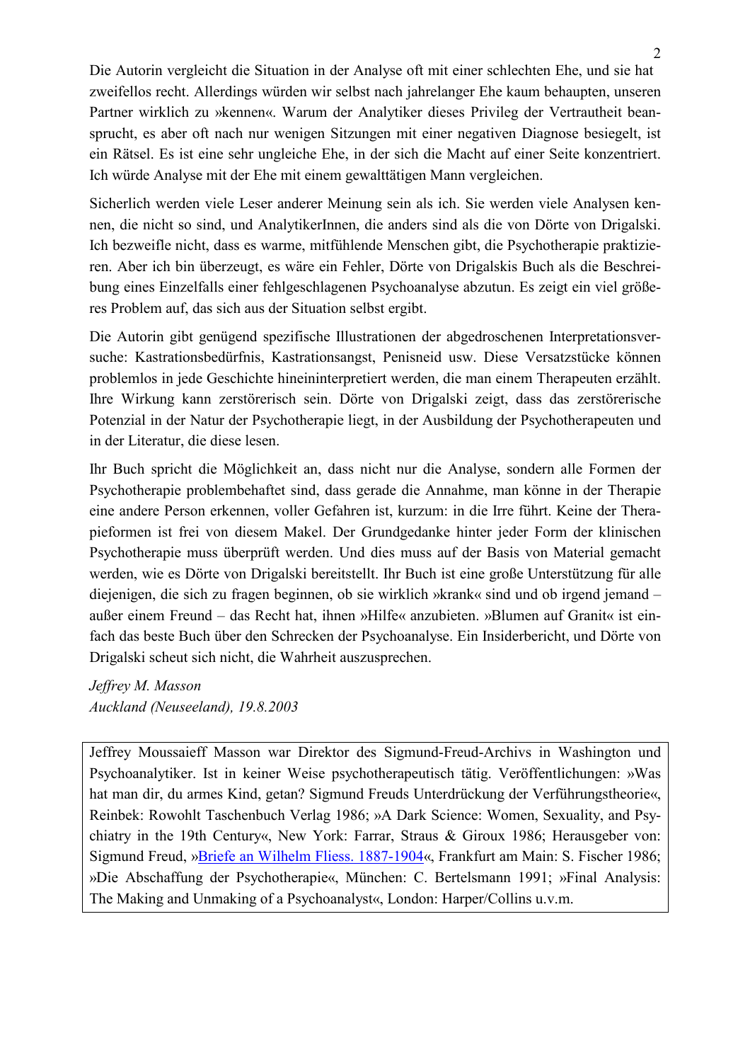Die Autorin vergleicht die Situation in der Analyse oft mit einer schlechten Ehe, und sie hat zweifellos recht. Allerdings würden wir selbst nach jahrelanger Ehe kaum behaupten, unseren Partner wirklich zu »kennen«. Warum der Analytiker dieses Privileg der Vertrautheit beansprucht, es aber oft nach nur wenigen Sitzungen mit einer negativen Diagnose besiegelt, ist ein Rätsel. Es ist eine sehr ungleiche Ehe, in der sich die Macht auf einer Seite konzentriert. Ich würde Analyse mit der Ehe mit einem gewalttätigen Mann vergleichen.

Sicherlich werden viele Leser anderer Meinung sein als ich. Sie werden viele Analysen kennen, die nicht so sind, und AnalytikerInnen, die anders sind als die von Dörte von Drigalski. Ich bezweifle nicht, dass es warme, mitfühlende Menschen gibt, die Psychotherapie praktizieren. Aber ich bin überzeugt, es wäre ein Fehler, Dörte von Drigalskis Buch als die Beschreibung eines Einzelfalls einer fehlgeschlagenen Psychoanalyse abzutun. Es zeigt ein viel größeres Problem auf, das sich aus der Situation selbst ergibt.

Die Autorin gibt genügend spezifische Illustrationen der abgedroschenen Interpretationsversuche: Kastrationsbedürfnis, Kastrationsangst, Penisneid usw. Diese Versatzstücke können problemlos in jede Geschichte hineininterpretiert werden, die man einem Therapeuten erzählt. Ihre Wirkung kann zerstörerisch sein. Dörte von Drigalski zeigt, dass das zerstörerische Potenzial in der Natur der Psychotherapie liegt, in der Ausbildung der Psychotherapeuten und in der Literatur, die diese lesen.

Ihr Buch spricht die Möglichkeit an, dass nicht nur die Analyse, sondern alle Formen der Psychotherapie problembehaftet sind, dass gerade die Annahme, man könne in der Therapie eine andere Person erkennen, voller Gefahren ist, kurzum: in die Irre führt. Keine der Therapieformen ist frei von diesem Makel. Der Grundgedanke hinter jeder Form der klinischen Psychotherapie muss überprüft werden. Und dies muss auf der Basis von Material gemacht werden, wie es Dörte von Drigalski bereitstellt. Ihr Buch ist eine große Unterstützung für alle diejenigen, die sich zu fragen beginnen, ob sie wirklich »krank« sind und ob irgend jemand – außer einem Freund – das Recht hat, ihnen »Hilfe« anzubieten. »Blumen auf Granit« ist einfach das beste Buch über den Schrecken der Psychoanalyse. Ein Insiderbericht, und Dörte von Drigalski scheut sich nicht, die Wahrheit auszusprechen.

*Jeffrey M. Masson*
*Auckland (Neuseeland), 19.8.2003*

Jeffrey Moussaieff Masson war Direktor des Sigmund-Freud-Archivs in Washington und Psychoanalytiker. Ist in keiner Weise psychotherapeutisch tätig. Veröffentlichungen: »Was hat man dir, du armes Kind, getan? Sigmund Freuds Unterdrückung der Verführungstheorie«, Reinbek: Rowohlt Taschenbuch Verlag 1986; »A Dark Science: Women, Sexuality, and Psychiatry in the 19th Century«, New York: Farrar, Straus & Giroux 1986; Herausgeber von: Sigmund Freud, »Briefe an Wilhelm Fliess. 1887-1904«, Frankfurt am Main: S. Fischer 1986; »Die Abschaffung der Psychotherapie«, München: C. Bertelsmann 1991; »Final Analysis: The Making and Unmaking of a Psychoanalyst«, London: Harper/Collins u.v.m.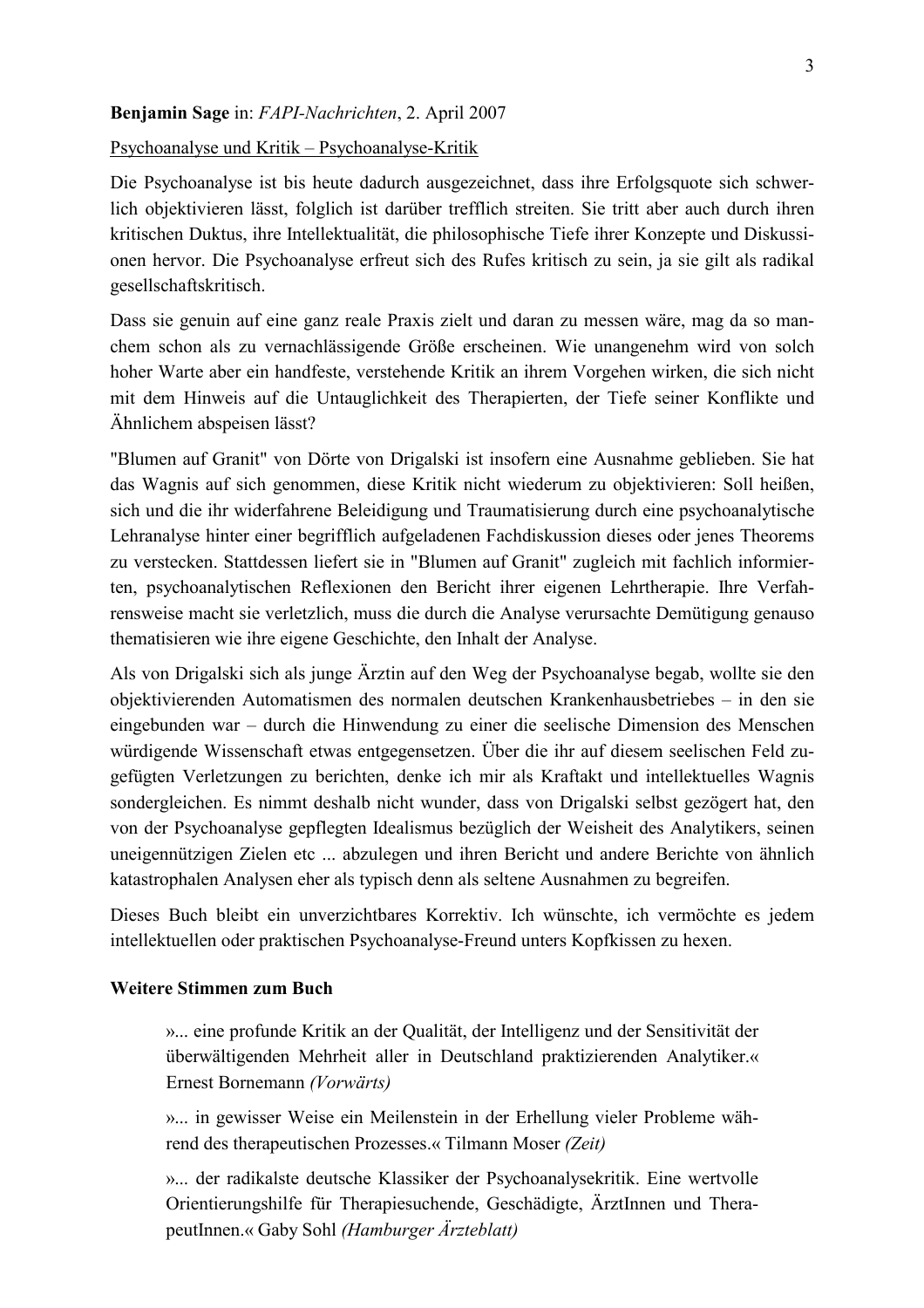**Benjamin Sage** in: *FAPI-Nachrichten*, 2. April 2007

Psychoanalyse und Kritik – Psychoanalyse-Kritik

Die Psychoanalyse ist bis heute dadurch ausgezeichnet, dass ihre Erfolgsquote sich schwerlich objektivieren lässt, folglich ist darüber trefflich streiten. Sie tritt aber auch durch ihren kritischen Duktus, ihre Intellektualität, die philosophische Tiefe ihrer Konzepte und Diskussionen hervor. Die Psychoanalyse erfreut sich des Rufes kritisch zu sein, ja sie gilt als radikal gesellschaftskritisch.

Dass sie genuin auf eine ganz reale Praxis zielt und daran zu messen wäre, mag da so manchem schon als zu vernachlässigende Größe erscheinen. Wie unangenehm wird von solch hoher Warte aber ein handfeste, verstehende Kritik an ihrem Vorgehen wirken, die sich nicht mit dem Hinweis auf die Untauglichkeit des Therapierten, der Tiefe seiner Konflikte und Ähnlichem abspeisen lässt?

"Blumen auf Granit" von Dörte von Drigalski ist insofern eine Ausnahme geblieben. Sie hat das Wagnis auf sich genommen, diese Kritik nicht wiederum zu objektivieren: Soll heißen, sich und die ihr widerfahrene Beleidigung und Traumatisierung durch eine psychoanalytische Lehranalyse hinter einer begrifflich aufgeladenen Fachdiskussion dieses oder jenes Theorems zu verstecken. Stattdessen liefert sie in "Blumen auf Granit" zugleich mit fachlich informierten, psychoanalytischen Reflexionen den Bericht ihrer eigenen Lehrtherapie. Ihre Verfahrensweise macht sie verletzlich, muss die durch die Analyse verursachte Demütigung genauso thematisieren wie ihre eigene Geschichte, den Inhalt der Analyse.

Als von Drigalski sich als junge Ärztin auf den Weg der Psychoanalyse begab, wollte sie den objektivierenden Automatismen des normalen deutschen Krankenhausbetriebes – in den sie eingebunden war – durch die Hinwendung zu einer die seelische Dimension des Menschen würdigende Wissenschaft etwas entgegensetzen. Über die ihr auf diesem seelischen Feld zugefügten Verletzungen zu berichten, denke ich mir als Kraftakt und intellektuelles Wagnis sondergleichen. Es nimmt deshalb nicht wunder, dass von Drigalski selbst gezögert hat, den von der Psychoanalyse gepflegten Idealismus bezüglich der Weisheit des Analytikers, seinen uneigennützigen Zielen etc ... abzulegen und ihren Bericht und andere Berichte von ähnlich katastrophalen Analysen eher als typisch denn als seltene Ausnahmen zu begreifen.

Dieses Buch bleibt ein unverzichtbares Korrektiv. Ich wünschte, ich vermöchte es jedem intellektuellen oder praktischen Psychoanalyse-Freund unters Kopfkissen zu hexen.

**Weitere Stimmen zum Buch**

> »... eine profunde Kritik an der Qualität, der Intelligenz und der Sensitivität der überwältigenden Mehrheit aller in Deutschland praktizierenden Analytiker.« Ernest Bornemann *(Vorwärts)*
>
> »... in gewisser Weise ein Meilenstein in der Erhellung vieler Probleme während des therapeutischen Prozesses.« Tilmann Moser *(Zeit)*
>
> »... der radikalste deutsche Klassiker der Psychoanalysekritik. Eine wertvolle Orientierungshilfe für Therapiesuchende, Geschädigte, ÄrztInnen und TherapeutInnen.« Gaby Sohl *(Hamburger Ärzteblatt)*